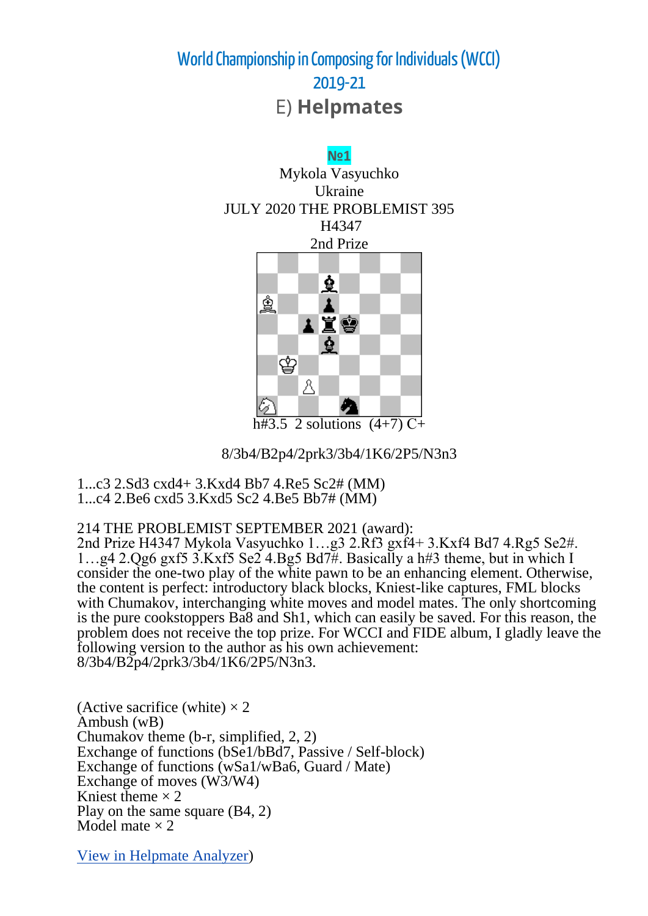# World Championship in Composing for Individuals (WCCI) 2019-21

## E) Helpmates

**№1**

Mykola Vasyuchko
Ukraine
JULY 2020 THE PROBLEMIST 395
H4347
2nd Prize

h#3.5 2 solutions (4+7) C+

8/3b4/B2p4/2prk3/3b4/1K6/2P5/N3n3

1...c3 2.Sd3 cxd4+ 3.Kxd4 Bb7 4.Re5 Sc2# (MM)
1...c4 2.Be6 cxd5 3.Kxd5 Sc2 4.Be5 Bb7# (MM)

214 THE PROBLEMIST SEPTEMBER 2021 (award):
2nd Prize H4347 Mykola Vasyuchko 1…g3 2.Rf3 gxf4+ 3.Kxf4 Bd7 4.Rg5 Se2#. 1…g4 2.Qg6 gxf5 3.Kxf5 Se2 4.Bg5 Bd7#. Basically a h#3 theme, but in which I consider the one-two play of the white pawn to be an enhancing element. Otherwise, the content is perfect: introductory black blocks, Kniest-like captures, FML blocks with Chumakov, interchanging white moves and model mates. The only shortcoming is the pure cookstoppers Ba8 and Sh1, which can easily be saved. For this reason, the problem does not receive the top prize. For WCCI and FIDE album, I gladly leave the following version to the author as his own achievement: 8/3b4/B2p4/2prk3/3b4/1K6/2P5/N3n3.

(Active sacrifice (white) × 2
Ambush (wB)
Chumakov theme (b-r, simplified, 2, 2)
Exchange of functions (bSe1/bBd7, Passive / Self-block)
Exchange of functions (wSa1/wBa6, Guard / Mate)
Exchange of moves (W3/W4)
Kniest theme × 2
Play on the same square (B4, 2)
Model mate × 2

View in Helpmate Analyzer)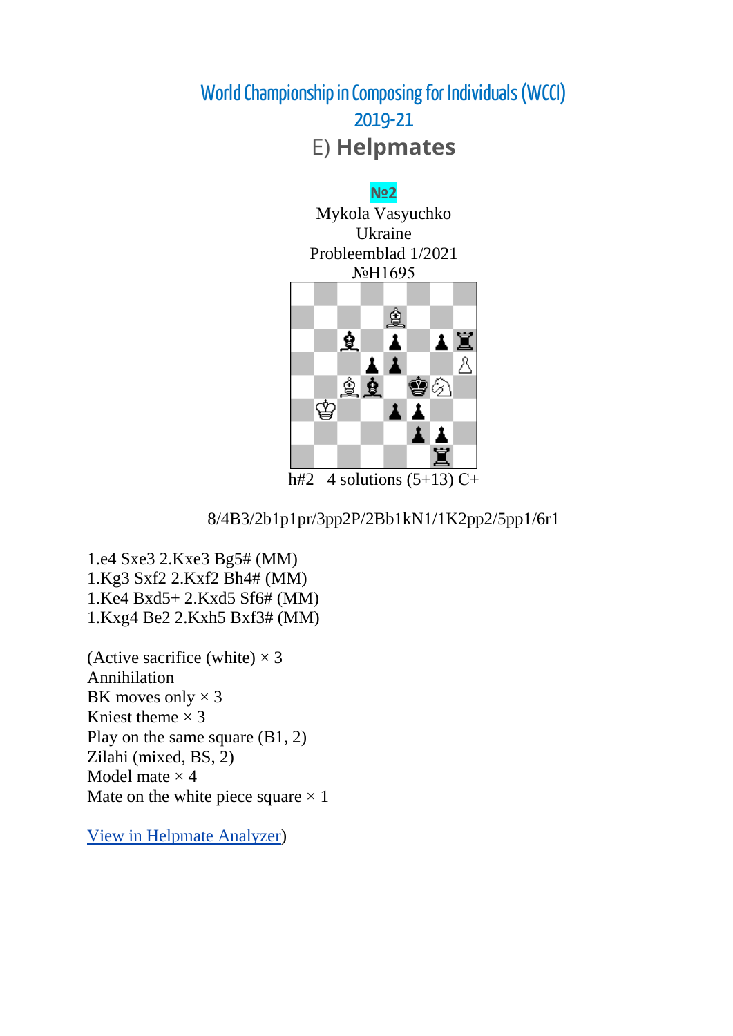# World Championship in Composing for Individuals (WCCI) 2019-21

## E) Helpmates

**№2**

Mykola Vasyuchko
Ukraine
Probleemblad 1/2021
№H1695

h#2 4 solutions (5+13) C+

8/4B3/2b1p1pr/3pp2P/2Bb1kN1/1K2pp2/5pp1/6r1

1.e4 Sxe3 2.Kxe3 Bg5# (MM)
1.Kg3 Sxf2 2.Kxf2 Bh4# (MM)
1.Ke4 Bxd5+ 2.Kxd5 Sf6# (MM)
1.Kxg4 Be2 2.Kxh5 Bxf3# (MM)

(Active sacrifice (white) × 3
Annihilation
BK moves only × 3
Kniest theme × 3
Play on the same square (B1, 2)
Zilahi (mixed, BS, 2)
Model mate × 4
Mate on the white piece square × 1

[View in Helpmate Analyzer](#))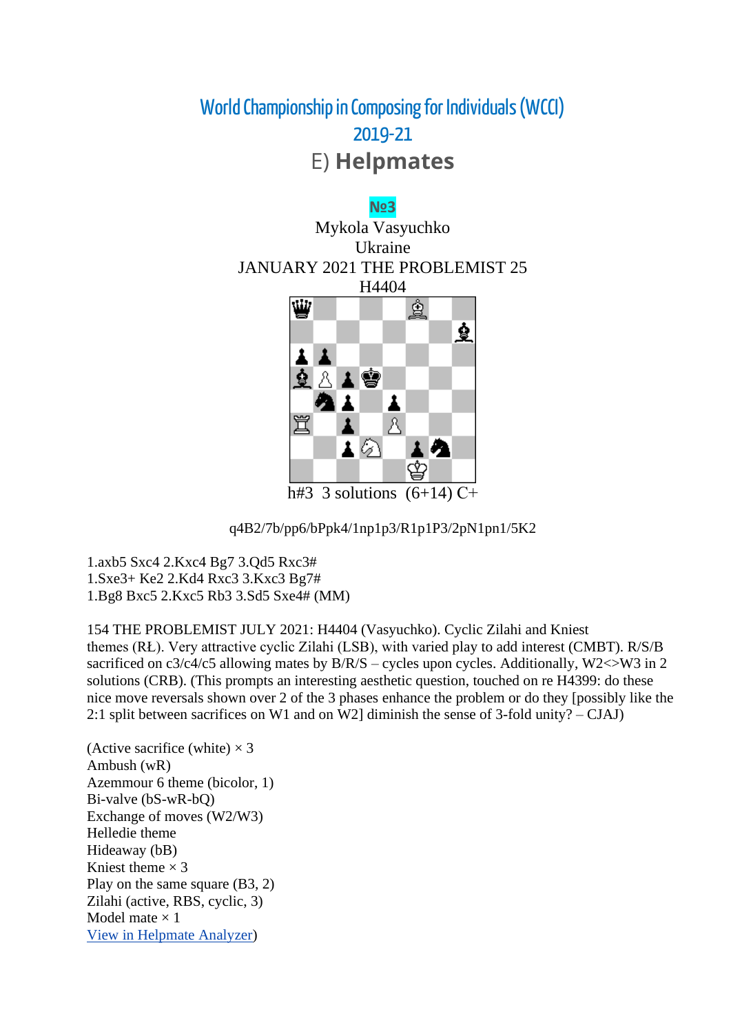# World Championship in Composing for Individuals (WCCI)

## 2019-21

## E) **Helpmates**

**№3**

Mykola Vasyuchko
Ukraine
JANUARY 2021 THE PROBLEMIST 25
H4404

h#3 3 solutions (6+14) C+

q4B2/7b/pp6/bPpk4/1np1p3/R1p1P3/2pN1pn1/5K2

1.axb5 Sxc4 2.Kxc4 Bg7 3.Qd5 Rxc3#
1.Sxe3+ Ke2 2.Kd4 Rxc3 3.Kxc3 Bg7#
1.Bg8 Bxc5 2.Kxc5 Rb3 3.Sd5 Sxe4# (MM)

154 THE PROBLEMIST JULY 2021: H4404 (Vasyuchko). Cyclic Zilahi and Kniest themes (RŁ). Very attractive cyclic Zilahi (LSB), with varied play to add interest (CMBT). R/S/B sacrificed on c3/c4/c5 allowing mates by B/R/S – cycles upon cycles. Additionally, W2<>W3 in 2 solutions (CRB). (This prompts an interesting aesthetic question, touched on re H4399: do these nice move reversals shown over 2 of the 3 phases enhance the problem or do they [possibly like the 2:1 split between sacrifices on W1 and on W2] diminish the sense of 3-fold unity? – CJAJ)

(Active sacrifice (white) × 3
Ambush (wR)
Azemmour 6 theme (bicolor, 1)
Bi-valve (bS-wR-bQ)
Exchange of moves (W2/W3)
Helledie theme
Hideaway (bB)
Kniest theme × 3
Play on the same square (B3, 2)
Zilahi (active, RBS, cyclic, 3)
Model mate × 1
View in Helpmate Analyzer)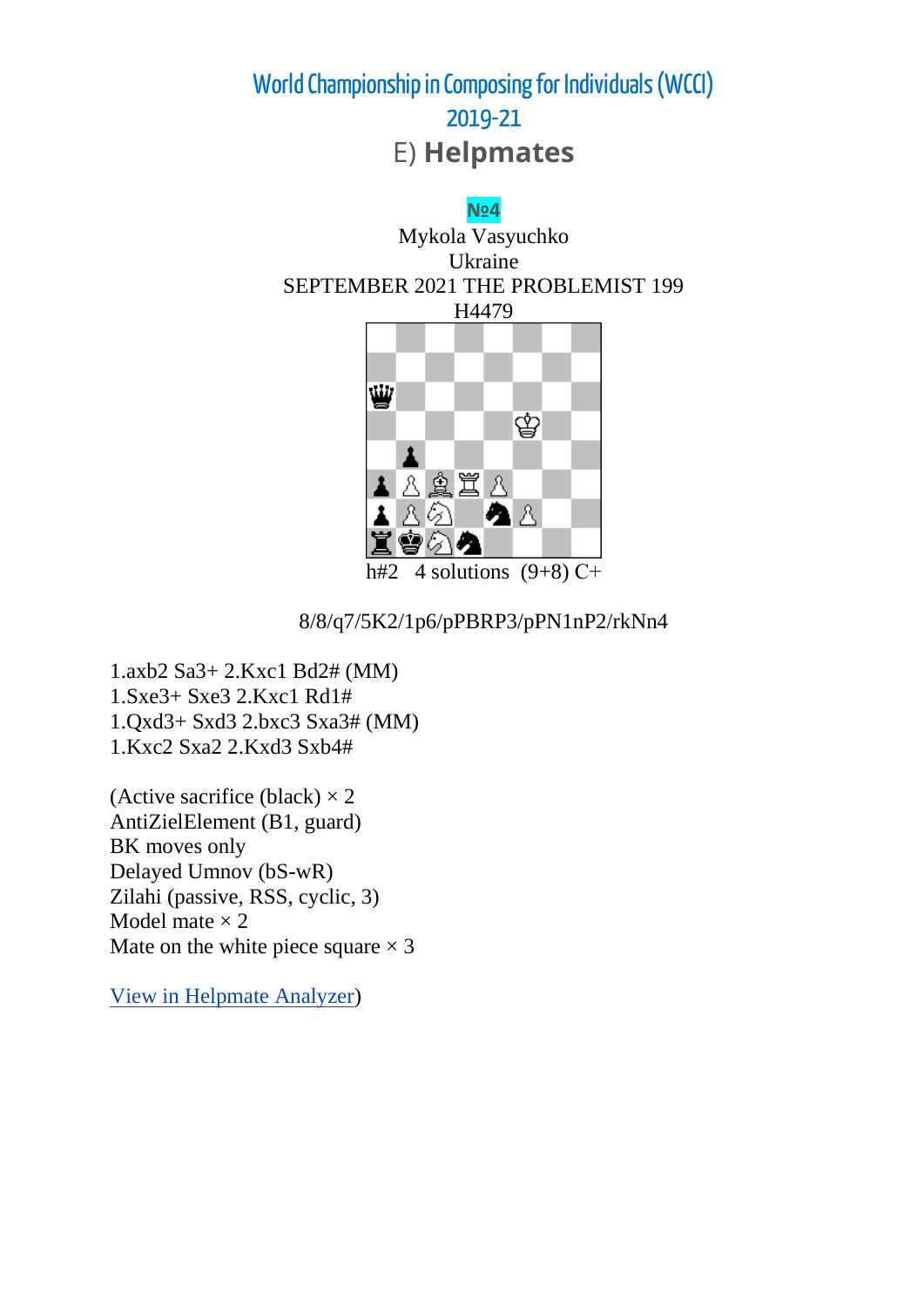# World Championship in Composing for Individuals (WCCI)

## 2019-21

## E) **Helpmates**

**№4**

Mykola Vasyuchko
Ukraine
SEPTEMBER 2021 THE PROBLEMIST 199
H4479

h#2 4 solutions (9+8) C+

8/8/q7/5K2/1p6/pPBRP3/pPN1nP2/rkNn4

1.axb2 Sa3+ 2.Kxc1 Bd2# (MM)
1.Sxe3+ Sxe3 2.Kxc1 Rd1#
1.Qxd3+ Sxd3 2.bxc3 Sxa3# (MM)
1.Kxc2 Sxa2 2.Kxd3 Sxb4#

(Active sacrifice (black) × 2
AntiZielElement (B1, guard)
BK moves only
Delayed Umnov (bS-wR)
Zilahi (passive, RSS, cyclic, 3)
Model mate × 2
Mate on the white piece square × 3

View in Helpmate Analyzer)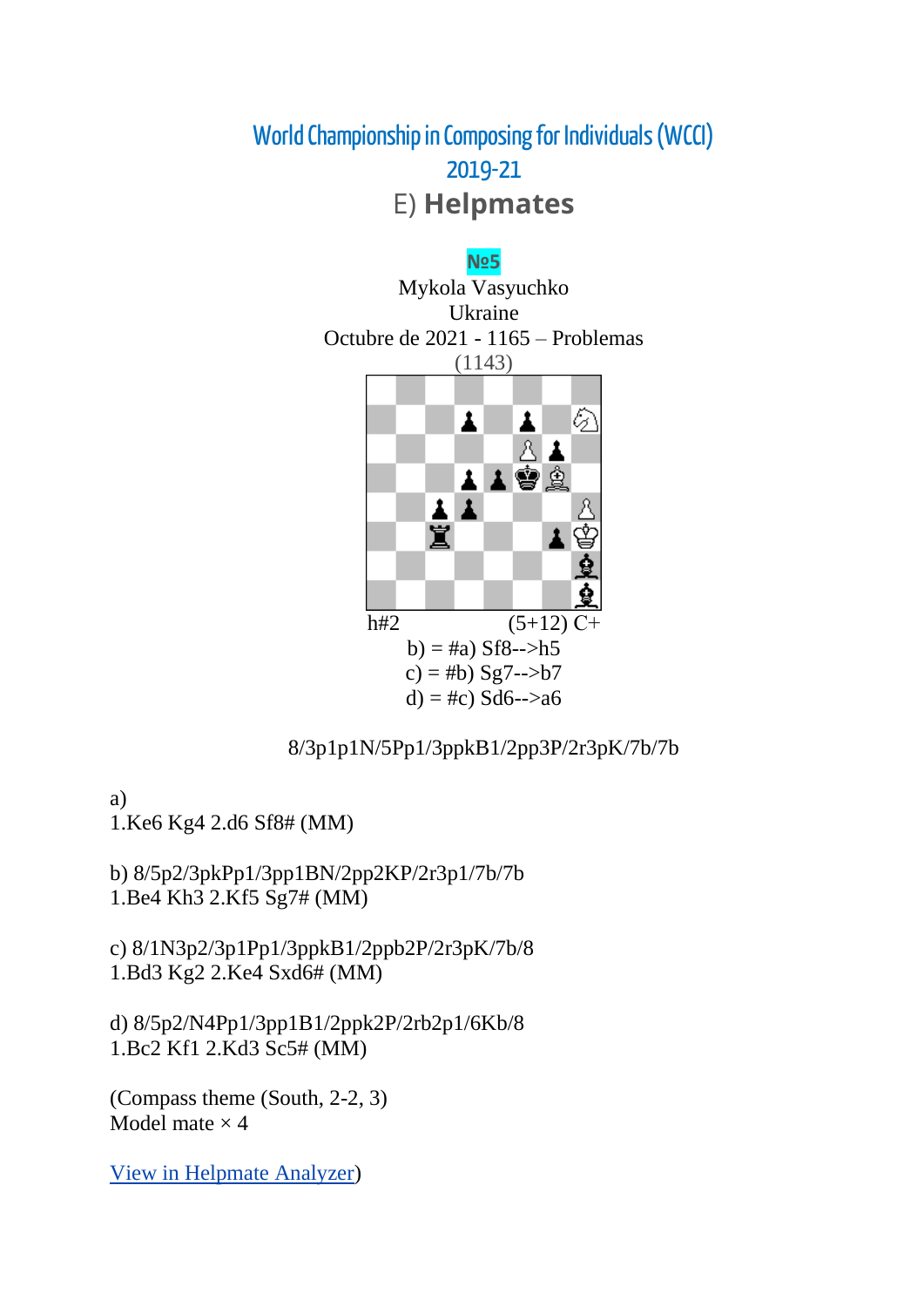# World Championship in Composing for Individuals (WCCI) 2019-21

## E) Helpmates

**№5**

Mykola Vasyuchko
Ukraine
Octubre de 2021 - 1165 – Problemas
(1143)

h#2 (5+12) C+

b) = #a) Sf8-->h5
c) = #b) Sg7-->b7
d) = #c) Sd6-->a6

8/3p1p1N/5Pp1/3ppkB1/2pp3P/2r3pK/7b/7b

a)
1.Ke6 Kg4 2.d6 Sf8# (MM)

b) 8/5p2/3pkPp1/3pp1BN/2pp2KP/2r3p1/7b/7b
1.Be4 Kh3 2.Kf5 Sg7# (MM)

c) 8/1N3p2/3p1Pp1/3ppkB1/2ppb2P/2r3pK/7b/8
1.Bd3 Kg2 2.Ke4 Sxd6# (MM)

d) 8/5p2/N4Pp1/3pp1B1/2ppk2P/2rb2p1/6Kb/8
1.Bc2 Kf1 2.Kd3 Sc5# (MM)

(Compass theme (South, 2-2, 3)
Model mate × 4

View in Helpmate Analyzer)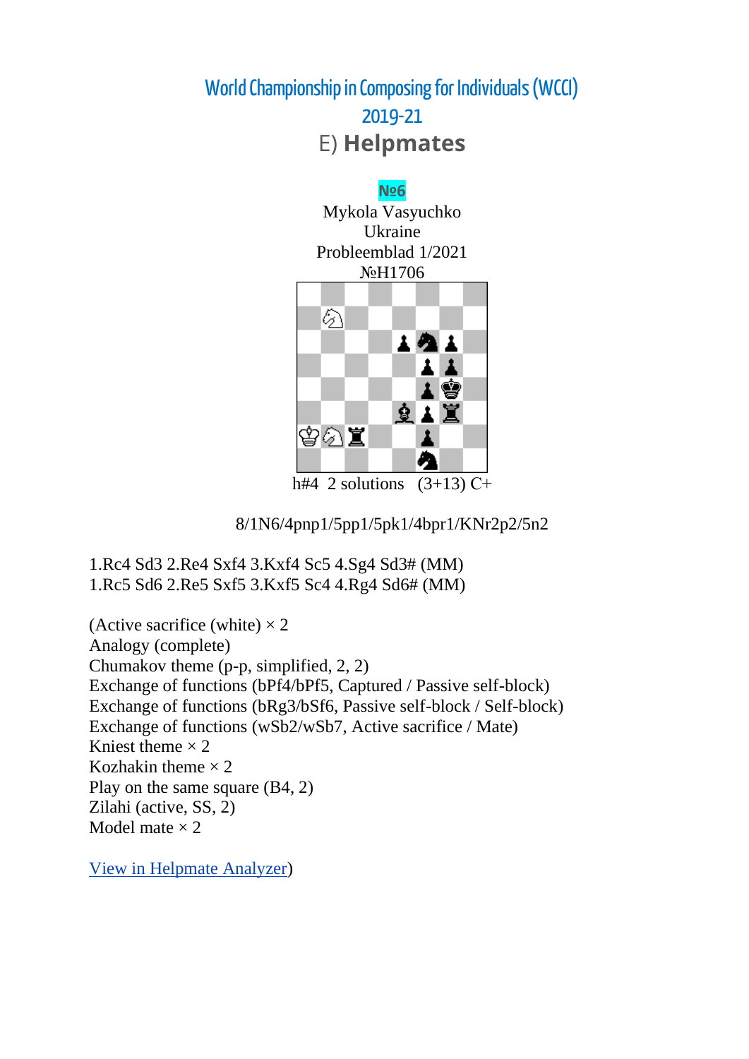# World Championship in Composing for Individuals (WCCI) 2019-21

## E) Helpmates

**№6**

Mykola Vasyuchko
Ukraine
Probleemblad 1/2021
№H1706

h#4 2 solutions (3+13) C+

8/1N6/4pnp1/5pp1/5pk1/4bpr1/KNr2p2/5n2

1.Rc4 Sd3 2.Re4 Sxf4 3.Kxf4 Sc5 4.Sg4 Sd3# (MM)
1.Rc5 Sd6 2.Re5 Sxf5 3.Kxf5 Sc4 4.Rg4 Sd6# (MM)

(Active sacrifice (white) × 2
Analogy (complete)
Chumakov theme (p-p, simplified, 2, 2)
Exchange of functions (bPf4/bPf5, Captured / Passive self-block)
Exchange of functions (bRg3/bSf6, Passive self-block / Self-block)
Exchange of functions (wSb2/wSb7, Active sacrifice / Mate)
Kniest theme × 2
Kozhakin theme × 2
Play on the same square (B4, 2)
Zilahi (active, SS, 2)
Model mate × 2

View in Helpmate Analyzer)